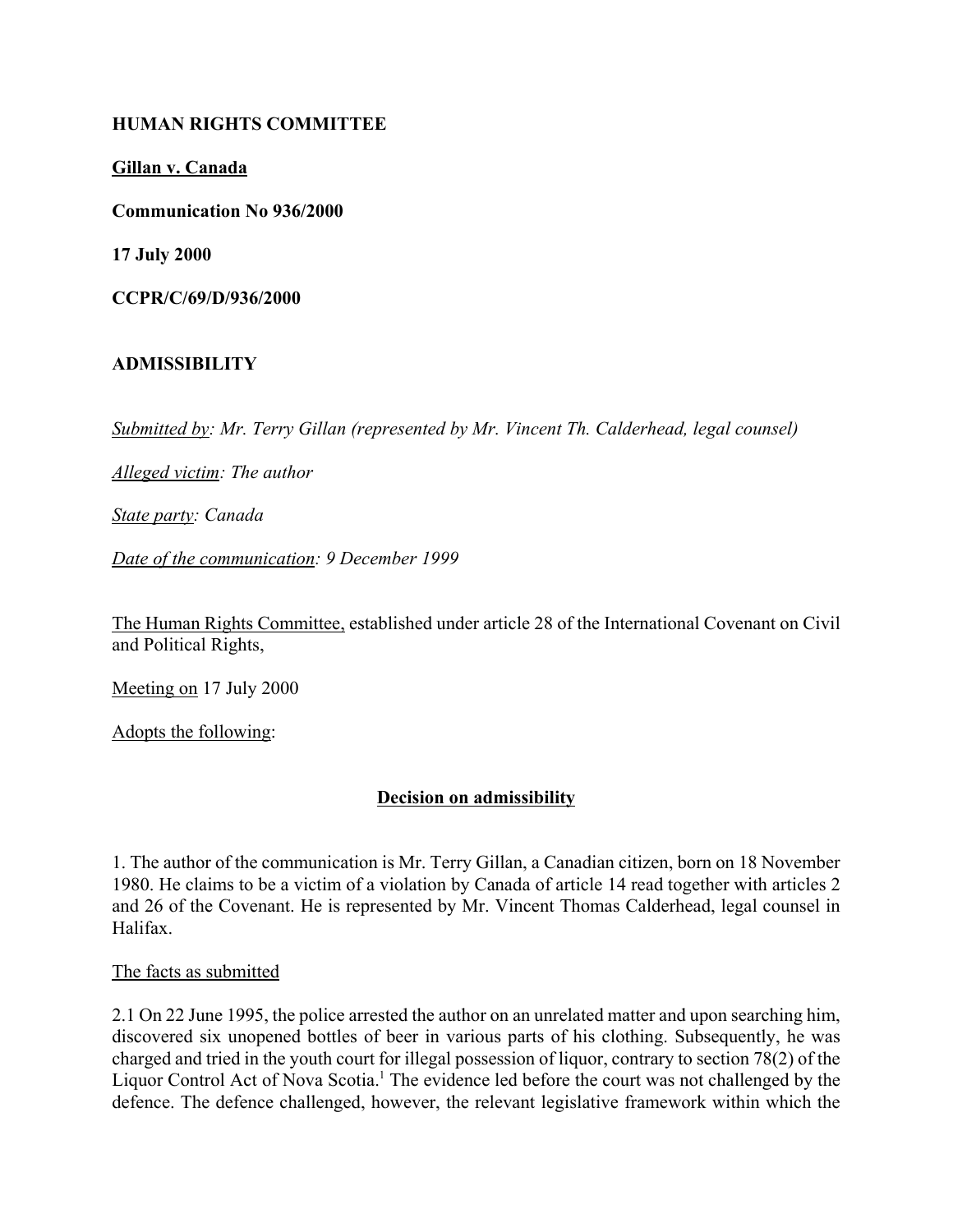**HUMAN RIGHTS COMMITTEE**

**Gillan v. Canada**

**Communication No 936/2000**

**17 July 2000**

**CCPR/C/69/D/936/2000**

**ADMISSIBILITY**

*Submitted by: Mr. Terry Gillan (represented by Mr. Vincent Th. Calderhead, legal counsel)*

*Alleged victim: The author*

*State party: Canada*

*Date of the communication: 9 December 1999*

The Human Rights Committee, established under article 28 of the International Covenant on Civil and Political Rights,

Meeting on 17 July 2000

Adopts the following:

**Decision on admissibility**

1. The author of the communication is Mr. Terry Gillan, a Canadian citizen, born on 18 November 1980. He claims to be a victim of a violation by Canada of article 14 read together with articles 2 and 26 of the Covenant. He is represented by Mr. Vincent Thomas Calderhead, legal counsel in Halifax.

The facts as submitted

2.1 On 22 June 1995, the police arrested the author on an unrelated matter and upon searching him, discovered six unopened bottles of beer in various parts of his clothing. Subsequently, he was charged and tried in the youth court for illegal possession of liquor, contrary to section 78(2) of the Liquor Control Act of Nova Scotia.[1] The evidence led before the court was not challenged by the defence. The defence challenged, however, the relevant legislative framework within which the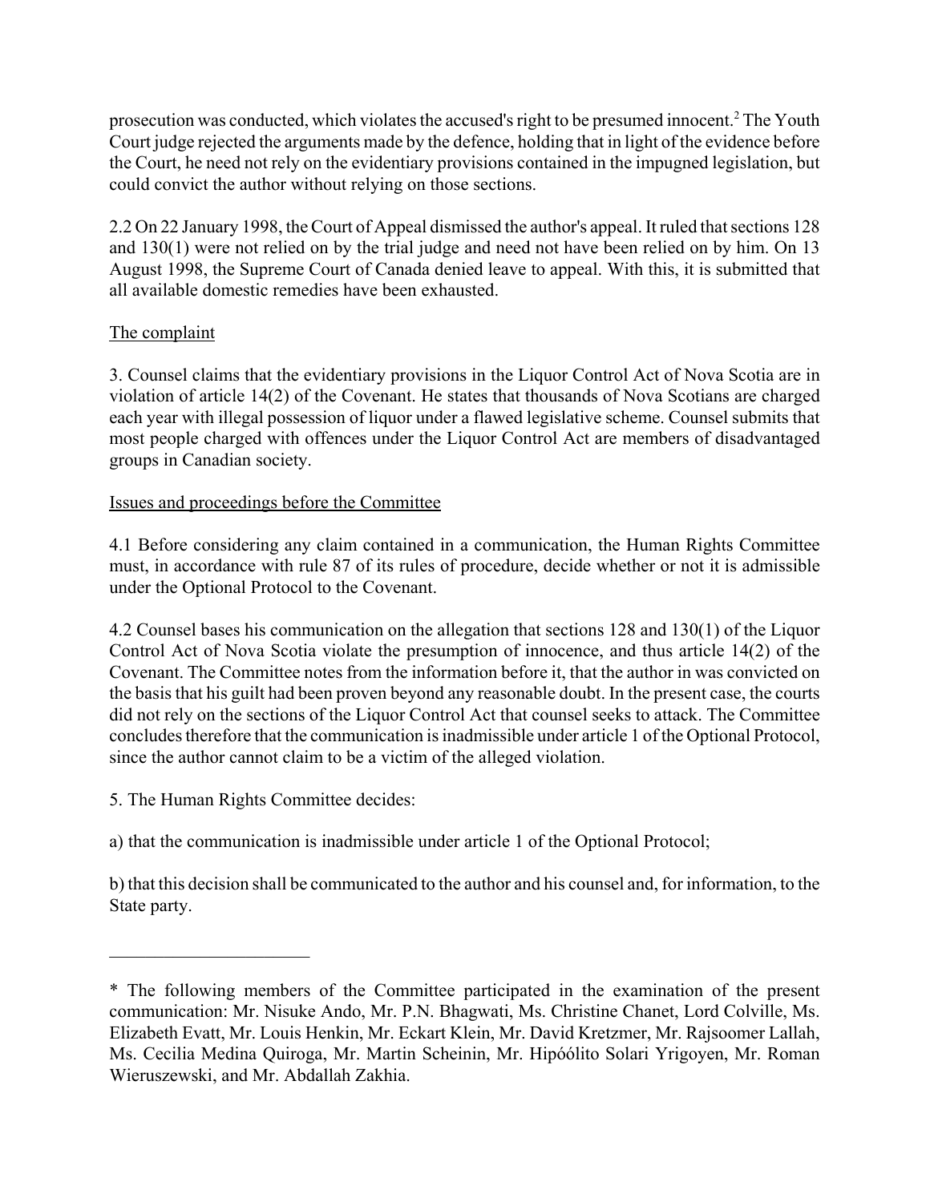prosecution was conducted, which violates the accused's right to be presumed innocent.[2] The Youth Court judge rejected the arguments made by the defence, holding that in light of the evidence before the Court, he need not rely on the evidentiary provisions contained in the impugned legislation, but could convict the author without relying on those sections.

2.2 On 22 January 1998, the Court of Appeal dismissed the author's appeal. It ruled that sections 128 and 130(1) were not relied on by the trial judge and need not have been relied on by him. On 13 August 1998, the Supreme Court of Canada denied leave to appeal. With this, it is submitted that all available domestic remedies have been exhausted.

## The complaint

3. Counsel claims that the evidentiary provisions in the Liquor Control Act of Nova Scotia are in violation of article 14(2) of the Covenant. He states that thousands of Nova Scotians are charged each year with illegal possession of liquor under a flawed legislative scheme. Counsel submits that most people charged with offences under the Liquor Control Act are members of disadvantaged groups in Canadian society.

## Issues and proceedings before the Committee

4.1 Before considering any claim contained in a communication, the Human Rights Committee must, in accordance with rule 87 of its rules of procedure, decide whether or not it is admissible under the Optional Protocol to the Covenant.

4.2 Counsel bases his communication on the allegation that sections 128 and 130(1) of the Liquor Control Act of Nova Scotia violate the presumption of innocence, and thus article 14(2) of the Covenant. The Committee notes from the information before it, that the author in was convicted on the basis that his guilt had been proven beyond any reasonable doubt. In the present case, the courts did not rely on the sections of the Liquor Control Act that counsel seeks to attack. The Committee concludes therefore that the communication is inadmissible under article 1 of the Optional Protocol, since the author cannot claim to be a victim of the alleged violation.

5. The Human Rights Committee decides:

a) that the communication is inadmissible under article 1 of the Optional Protocol;

b) that this decision shall be communicated to the author and his counsel and, for information, to the State party.

---

\* The following members of the Committee participated in the examination of the present communication: Mr. Nisuke Ando, Mr. P.N. Bhagwati, Ms. Christine Chanet, Lord Colville, Ms. Elizabeth Evatt, Mr. Louis Henkin, Mr. Eckart Klein, Mr. David Kretzmer, Mr. Rajsoomer Lallah, Ms. Cecilia Medina Quiroga, Mr. Martin Scheinin, Mr. Hipóólito Solari Yrigoyen, Mr. Roman Wieruszewski, and Mr. Abdallah Zakhia.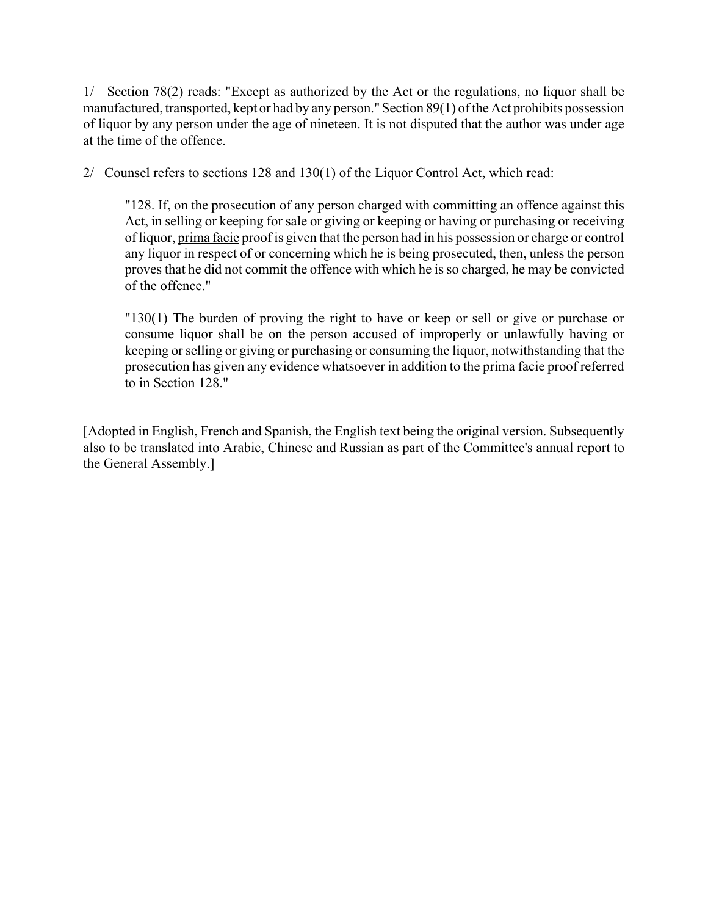1/ Section 78(2) reads: "Except as authorized by the Act or the regulations, no liquor shall be manufactured, transported, kept or had by any person." Section 89(1) of the Act prohibits possession of liquor by any person under the age of nineteen. It is not disputed that the author was under age at the time of the offence.

2/ Counsel refers to sections 128 and 130(1) of the Liquor Control Act, which read:

> "128. If, on the prosecution of any person charged with committing an offence against this Act, in selling or keeping for sale or giving or keeping or having or purchasing or receiving of liquor, <u>prima facie</u> proof is given that the person had in his possession or charge or control any liquor in respect of or concerning which he is being prosecuted, then, unless the person proves that he did not commit the offence with which he is so charged, he may be convicted of the offence."
>
> "130(1) The burden of proving the right to have or keep or sell or give or purchase or consume liquor shall be on the person accused of improperly or unlawfully having or keeping or selling or giving or purchasing or consuming the liquor, notwithstanding that the prosecution has given any evidence whatsoever in addition to the <u>prima facie</u> proof referred to in Section 128."

[Adopted in English, French and Spanish, the English text being the original version. Subsequently also to be translated into Arabic, Chinese and Russian as part of the Committee's annual report to the General Assembly.]